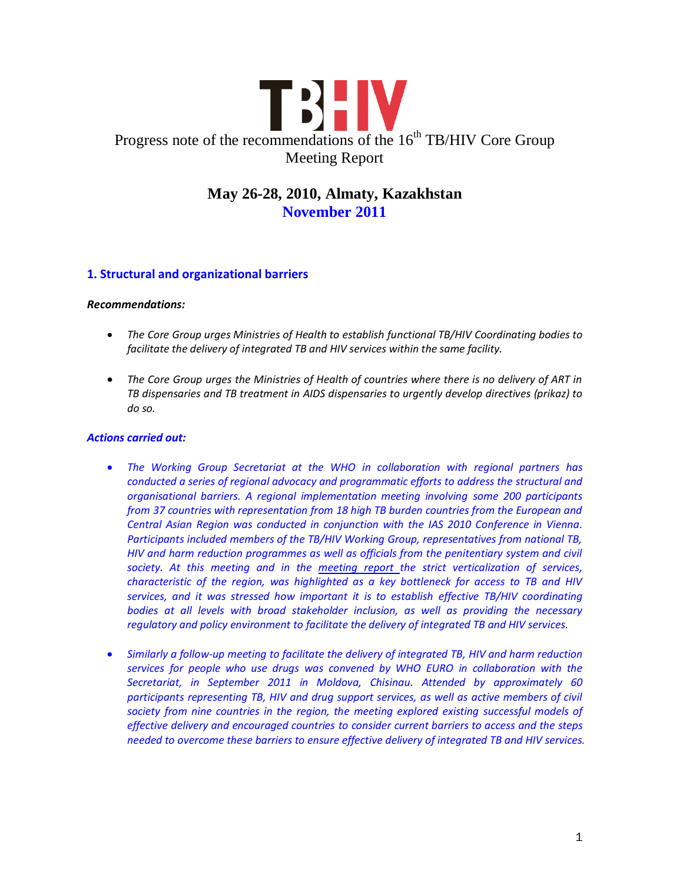TB HIV

# Progress note of the recommendations of the 16th TB/HIV Core Group Meeting Report

## May 26-28, 2010, Almaty, Kazakhstan

## November 2011

### 1. Structural and organizational barriers

***Recommendations:***

- *The Core Group urges Ministries of Health to establish functional TB/HIV Coordinating bodies to facilitate the delivery of integrated TB and HIV services within the same facility.*

- *The Core Group urges the Ministries of Health of countries where there is no delivery of ART in TB dispensaries and TB treatment in AIDS dispensaries to urgently develop directives (prikaz) to do so.*

***Actions carried out:***

- *The Working Group Secretariat at the WHO in collaboration with regional partners has conducted a series of regional advocacy and programmatic efforts to address the structural and organisational barriers. A regional implementation meeting involving some 200 participants from 37 countries with representation from 18 high TB burden countries from the European and Central Asian Region was conducted in conjunction with the IAS 2010 Conference in Vienna. Participants included members of the TB/HIV Working Group, representatives from national TB, HIV and harm reduction programmes as well as officials from the penitentiary system and civil society. At this meeting and in the meeting report the strict verticalization of services, characteristic of the region, was highlighted as a key bottleneck for access to TB and HIV services, and it was stressed how important it is to establish effective TB/HIV coordinating bodies at all levels with broad stakeholder inclusion, as well as providing the necessary regulatory and policy environment to facilitate the delivery of integrated TB and HIV services.*

- *Similarly a follow-up meeting to facilitate the delivery of integrated TB, HIV and harm reduction services for people who use drugs was convened by WHO EURO in collaboration with the Secretariat, in September 2011 in Moldova, Chisinau. Attended by approximately 60 participants representing TB, HIV and drug support services, as well as active members of civil society from nine countries in the region, the meeting explored existing successful models of effective delivery and encouraged countries to consider current barriers to access and the steps needed to overcome these barriers to ensure effective delivery of integrated TB and HIV services.*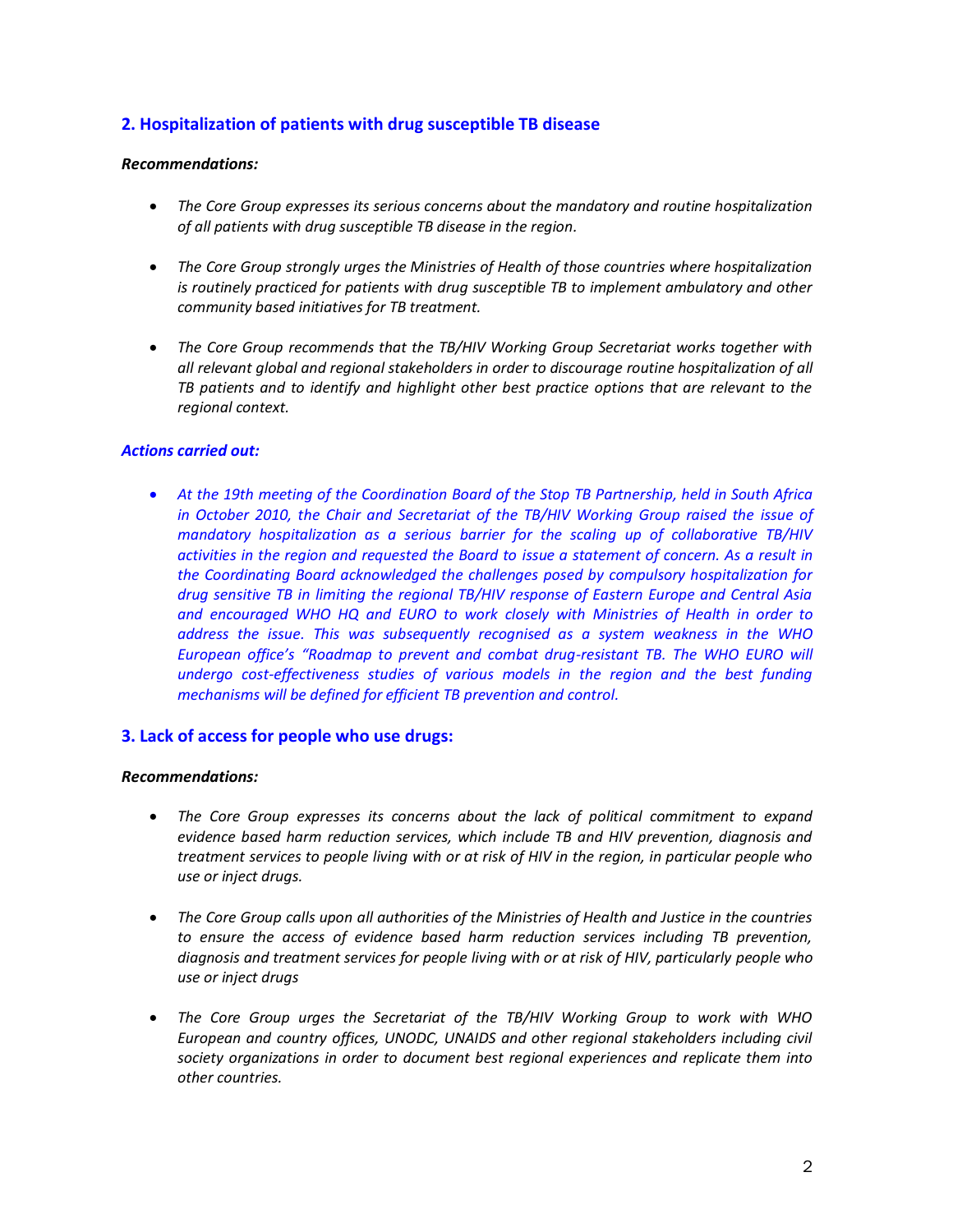## 2. Hospitalization of patients with drug susceptible TB disease

***Recommendations:***

- *The Core Group expresses its serious concerns about the mandatory and routine hospitalization of all patients with drug susceptible TB disease in the region.*
- *The Core Group strongly urges the Ministries of Health of those countries where hospitalization is routinely practiced for patients with drug susceptible TB to implement ambulatory and other community based initiatives for TB treatment.*
- *The Core Group recommends that the TB/HIV Working Group Secretariat works together with all relevant global and regional stakeholders in order to discourage routine hospitalization of all TB patients and to identify and highlight other best practice options that are relevant to the regional context.*

***Actions carried out:***

- *At the 19th meeting of the Coordination Board of the Stop TB Partnership, held in South Africa in October 2010, the Chair and Secretariat of the TB/HIV Working Group raised the issue of mandatory hospitalization as a serious barrier for the scaling up of collaborative TB/HIV activities in the region and requested the Board to issue a statement of concern. As a result in the Coordinating Board acknowledged the challenges posed by compulsory hospitalization for drug sensitive TB in limiting the regional TB/HIV response of Eastern Europe and Central Asia and encouraged WHO HQ and EURO to work closely with Ministries of Health in order to address the issue. This was subsequently recognised as a system weakness in the WHO European office's "Roadmap to prevent and combat drug-resistant TB. The WHO EURO will undergo cost-effectiveness studies of various models in the region and the best funding mechanisms will be defined for efficient TB prevention and control.*

## 3. Lack of access for people who use drugs:

***Recommendations:***

- *The Core Group expresses its concerns about the lack of political commitment to expand evidence based harm reduction services, which include TB and HIV prevention, diagnosis and treatment services to people living with or at risk of HIV in the region, in particular people who use or inject drugs.*
- *The Core Group calls upon all authorities of the Ministries of Health and Justice in the countries to ensure the access of evidence based harm reduction services including TB prevention, diagnosis and treatment services for people living with or at risk of HIV, particularly people who use or inject drugs*
- *The Core Group urges the Secretariat of the TB/HIV Working Group to work with WHO European and country offices, UNODC, UNAIDS and other regional stakeholders including civil society organizations in order to document best regional experiences and replicate them into other countries.*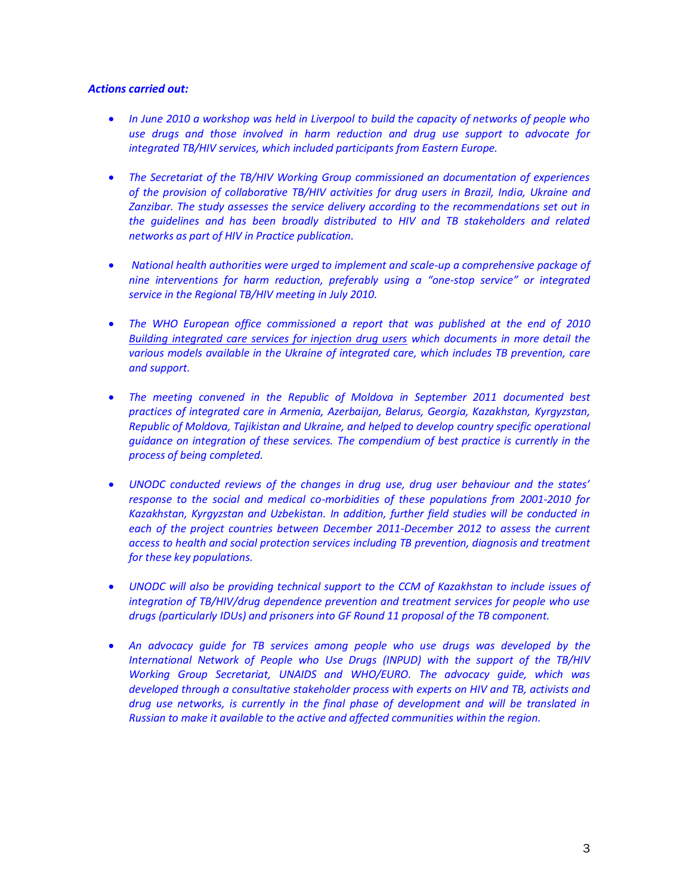***Actions carried out:***

- *In June 2010 a workshop was held in Liverpool to build the capacity of networks of people who use drugs and those involved in harm reduction and drug use support to advocate for integrated TB/HIV services, which included participants from Eastern Europe.*

- *The Secretariat of the TB/HIV Working Group commissioned an documentation of experiences of the provision of collaborative TB/HIV activities for drug users in Brazil, India, Ukraine and Zanzibar. The study assesses the service delivery according to the recommendations set out in the guidelines and has been broadly distributed to HIV and TB stakeholders and related networks as part of HIV in Practice publication.*

- *National health authorities were urged to implement and scale-up a comprehensive package of nine interventions for harm reduction, preferably using a "one-stop service" or integrated service in the Regional TB/HIV meeting in July 2010.*

- *The WHO European office commissioned a report that was published at the end of 2010 Building integrated care services for injection drug users which documents in more detail the various models available in the Ukraine of integrated care, which includes TB prevention, care and support.*

- *The meeting convened in the Republic of Moldova in September 2011 documented best practices of integrated care in Armenia, Azerbaijan, Belarus, Georgia, Kazakhstan, Kyrgyzstan, Republic of Moldova, Tajikistan and Ukraine, and helped to develop country specific operational guidance on integration of these services. The compendium of best practice is currently in the process of being completed.*

- *UNODC conducted reviews of the changes in drug use, drug user behaviour and the states' response to the social and medical co-morbidities of these populations from 2001-2010 for Kazakhstan, Kyrgyzstan and Uzbekistan. In addition, further field studies will be conducted in each of the project countries between December 2011-December 2012 to assess the current access to health and social protection services including TB prevention, diagnosis and treatment for these key populations.*

- *UNODC will also be providing technical support to the CCM of Kazakhstan to include issues of integration of TB/HIV/drug dependence prevention and treatment services for people who use drugs (particularly IDUs) and prisoners into GF Round 11 proposal of the TB component.*

- *An advocacy guide for TB services among people who use drugs was developed by the International Network of People who Use Drugs (INPUD) with the support of the TB/HIV Working Group Secretariat, UNAIDS and WHO/EURO. The advocacy guide, which was developed through a consultative stakeholder process with experts on HIV and TB, activists and drug use networks, is currently in the final phase of development and will be translated in Russian to make it available to the active and affected communities within the region.*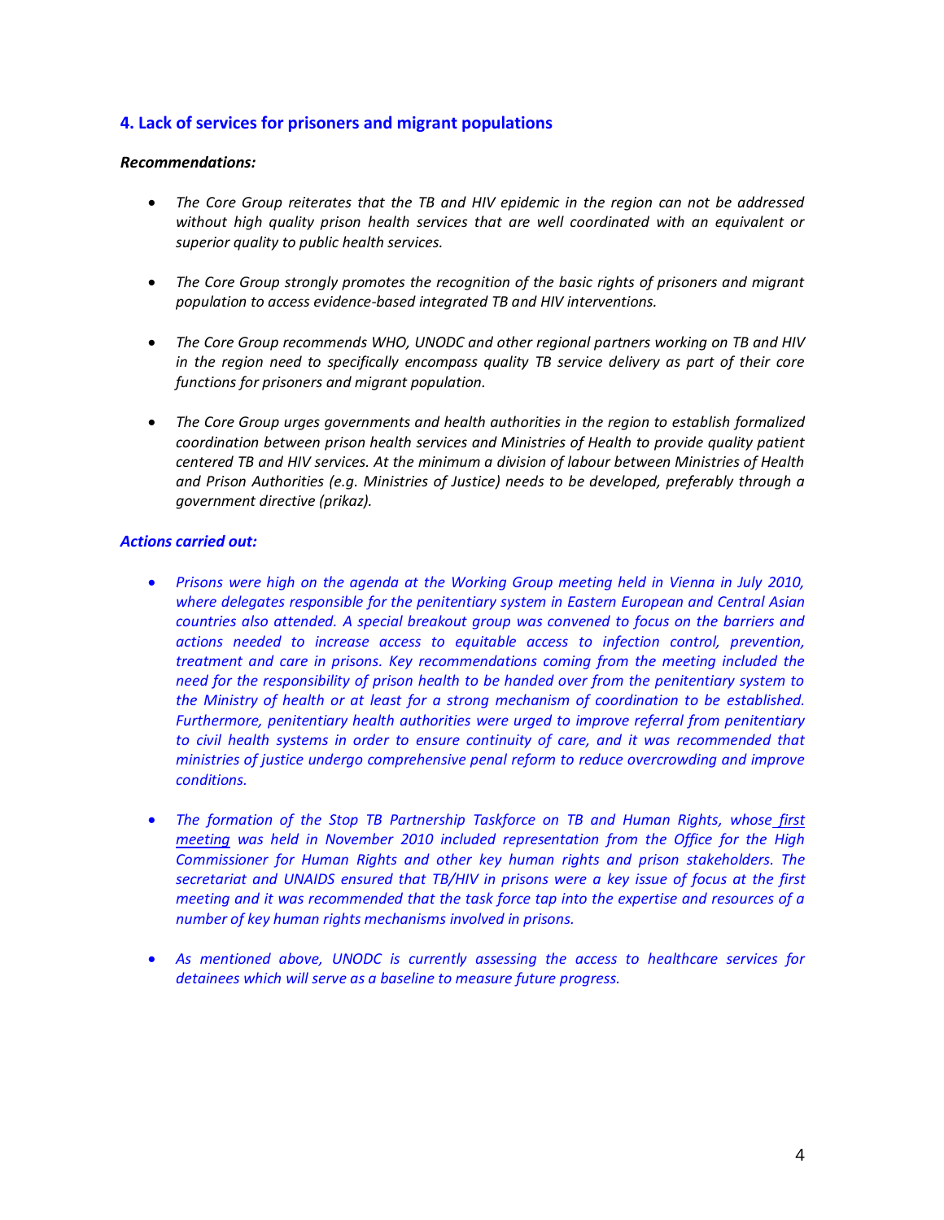## 4. Lack of services for prisoners and migrant populations

***Recommendations:***

- *The Core Group reiterates that the TB and HIV epidemic in the region can not be addressed without high quality prison health services that are well coordinated with an equivalent or superior quality to public health services.*

- *The Core Group strongly promotes the recognition of the basic rights of prisoners and migrant population to access evidence-based integrated TB and HIV interventions.*

- *The Core Group recommends WHO, UNODC and other regional partners working on TB and HIV in the region need to specifically encompass quality TB service delivery as part of their core functions for prisoners and migrant population.*

- *The Core Group urges governments and health authorities in the region to establish formalized coordination between prison health services and Ministries of Health to provide quality patient centered TB and HIV services. At the minimum a division of labour between Ministries of Health and Prison Authorities (e.g. Ministries of Justice) needs to be developed, preferably through a government directive (prikaz).*

***Actions carried out:***

- *Prisons were high on the agenda at the Working Group meeting held in Vienna in July 2010, where delegates responsible for the penitentiary system in Eastern European and Central Asian countries also attended. A special breakout group was convened to focus on the barriers and actions needed to increase access to equitable access to infection control, prevention, treatment and care in prisons. Key recommendations coming from the meeting included the need for the responsibility of prison health to be handed over from the penitentiary system to the Ministry of health or at least for a strong mechanism of coordination to be established. Furthermore, penitentiary health authorities were urged to improve referral from penitentiary to civil health systems in order to ensure continuity of care, and it was recommended that ministries of justice undergo comprehensive penal reform to reduce overcrowding and improve conditions.*

- *The formation of the Stop TB Partnership Taskforce on TB and Human Rights, whose first meeting was held in November 2010 included representation from the Office for the High Commissioner for Human Rights and other key human rights and prison stakeholders. The secretariat and UNAIDS ensured that TB/HIV in prisons were a key issue of focus at the first meeting and it was recommended that the task force tap into the expertise and resources of a number of key human rights mechanisms involved in prisons.*

- *As mentioned above, UNODC is currently assessing the access to healthcare services for detainees which will serve as a baseline to measure future progress.*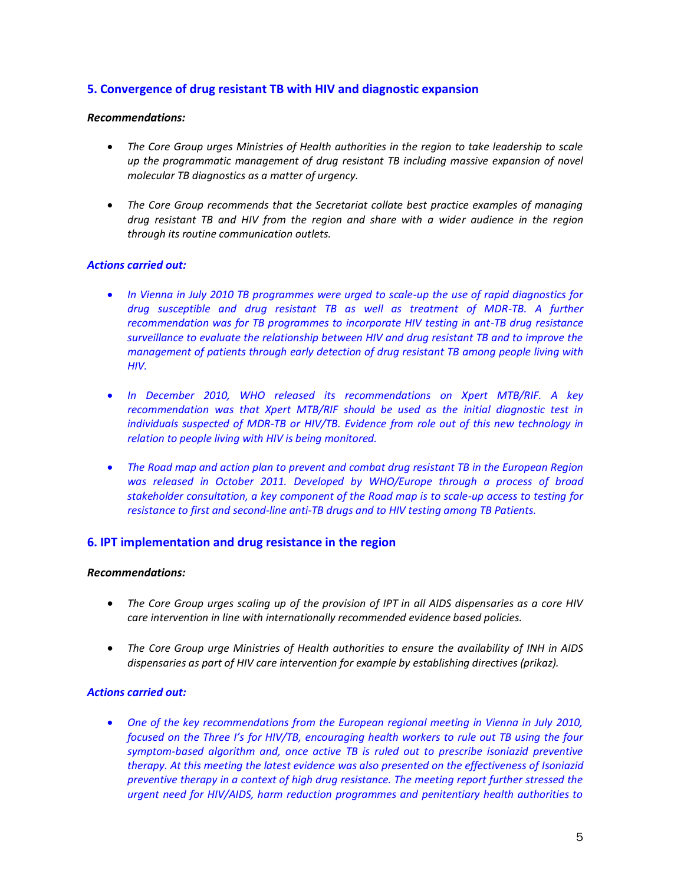## 5. Convergence of drug resistant TB with HIV and diagnostic expansion

***Recommendations:***

- *The Core Group urges Ministries of Health authorities in the region to take leadership to scale up the programmatic management of drug resistant TB including massive expansion of novel molecular TB diagnostics as a matter of urgency.*

- *The Core Group recommends that the Secretariat collate best practice examples of managing drug resistant TB and HIV from the region and share with a wider audience in the region through its routine communication outlets.*

***Actions carried out:***

- *In Vienna in July 2010 TB programmes were urged to scale-up the use of rapid diagnostics for drug susceptible and drug resistant TB as well as treatment of MDR-TB. A further recommendation was for TB programmes to incorporate HIV testing in ant-TB drug resistance surveillance to evaluate the relationship between HIV and drug resistant TB and to improve the management of patients through early detection of drug resistant TB among people living with HIV.*

- *In December 2010, WHO released its recommendations on Xpert MTB/RIF. A key recommendation was that Xpert MTB/RIF should be used as the initial diagnostic test in individuals suspected of MDR-TB or HIV/TB. Evidence from role out of this new technology in relation to people living with HIV is being monitored.*

- *The Road map and action plan to prevent and combat drug resistant TB in the European Region was released in October 2011. Developed by WHO/Europe through a process of broad stakeholder consultation, a key component of the Road map is to scale-up access to testing for resistance to first and second-line anti-TB drugs and to HIV testing among TB Patients.*

## 6. IPT implementation and drug resistance in the region

***Recommendations:***

- *The Core Group urges scaling up of the provision of IPT in all AIDS dispensaries as a core HIV care intervention in line with internationally recommended evidence based policies.*

- *The Core Group urge Ministries of Health authorities to ensure the availability of INH in AIDS dispensaries as part of HIV care intervention for example by establishing directives (prikaz).*

***Actions carried out:***

- *One of the key recommendations from the European regional meeting in Vienna in July 2010, focused on the Three I's for HIV/TB, encouraging health workers to rule out TB using the four symptom-based algorithm and, once active TB is ruled out to prescribe isoniazid preventive therapy. At this meeting the latest evidence was also presented on the effectiveness of Isoniazid preventive therapy in a context of high drug resistance. The meeting report further stressed the urgent need for HIV/AIDS, harm reduction programmes and penitentiary health authorities to*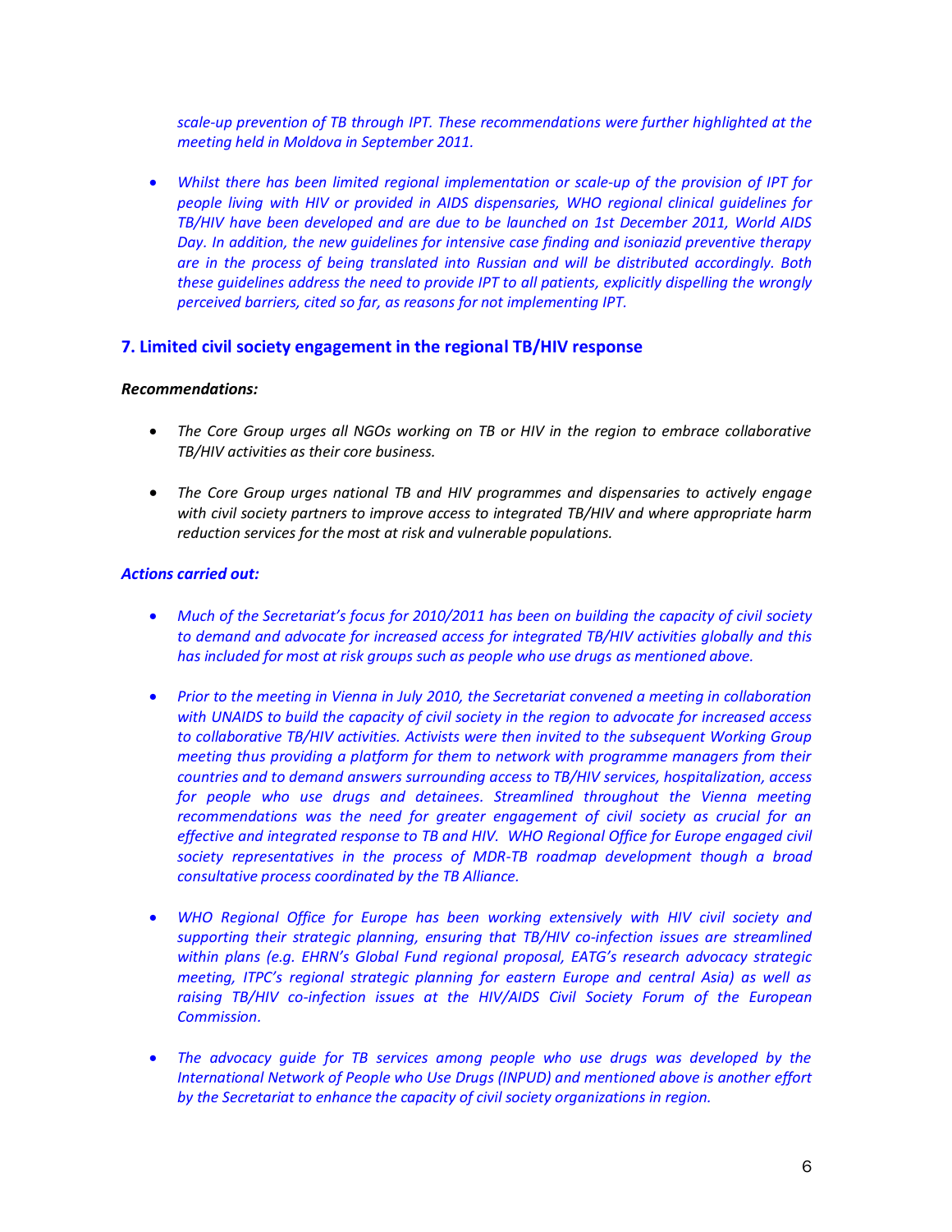*scale-up prevention of TB through IPT. These recommendations were further highlighted at the meeting held in Moldova in September 2011.*

- *Whilst there has been limited regional implementation or scale-up of the provision of IPT for people living with HIV or provided in AIDS dispensaries, WHO regional clinical guidelines for TB/HIV have been developed and are due to be launched on 1st December 2011, World AIDS Day. In addition, the new guidelines for intensive case finding and isoniazid preventive therapy are in the process of being translated into Russian and will be distributed accordingly. Both these guidelines address the need to provide IPT to all patients, explicitly dispelling the wrongly perceived barriers, cited so far, as reasons for not implementing IPT.*

## 7. Limited civil society engagement in the regional TB/HIV response

***Recommendations:***

- *The Core Group urges all NGOs working on TB or HIV in the region to embrace collaborative TB/HIV activities as their core business.*

- *The Core Group urges national TB and HIV programmes and dispensaries to actively engage with civil society partners to improve access to integrated TB/HIV and where appropriate harm reduction services for the most at risk and vulnerable populations.*

***Actions carried out:***

- *Much of the Secretariat's focus for 2010/2011 has been on building the capacity of civil society to demand and advocate for increased access for integrated TB/HIV activities globally and this has included for most at risk groups such as people who use drugs as mentioned above.*

- *Prior to the meeting in Vienna in July 2010, the Secretariat convened a meeting in collaboration with UNAIDS to build the capacity of civil society in the region to advocate for increased access to collaborative TB/HIV activities. Activists were then invited to the subsequent Working Group meeting thus providing a platform for them to network with programme managers from their countries and to demand answers surrounding access to TB/HIV services, hospitalization, access for people who use drugs and detainees. Streamlined throughout the Vienna meeting recommendations was the need for greater engagement of civil society as crucial for an effective and integrated response to TB and HIV. WHO Regional Office for Europe engaged civil society representatives in the process of MDR-TB roadmap development though a broad consultative process coordinated by the TB Alliance.*

- *WHO Regional Office for Europe has been working extensively with HIV civil society and supporting their strategic planning, ensuring that TB/HIV co-infection issues are streamlined within plans (e.g. EHRN's Global Fund regional proposal, EATG's research advocacy strategic meeting, ITPC's regional strategic planning for eastern Europe and central Asia) as well as raising TB/HIV co-infection issues at the HIV/AIDS Civil Society Forum of the European Commission.*

- *The advocacy guide for TB services among people who use drugs was developed by the International Network of People who Use Drugs (INPUD) and mentioned above is another effort by the Secretariat to enhance the capacity of civil society organizations in region.*